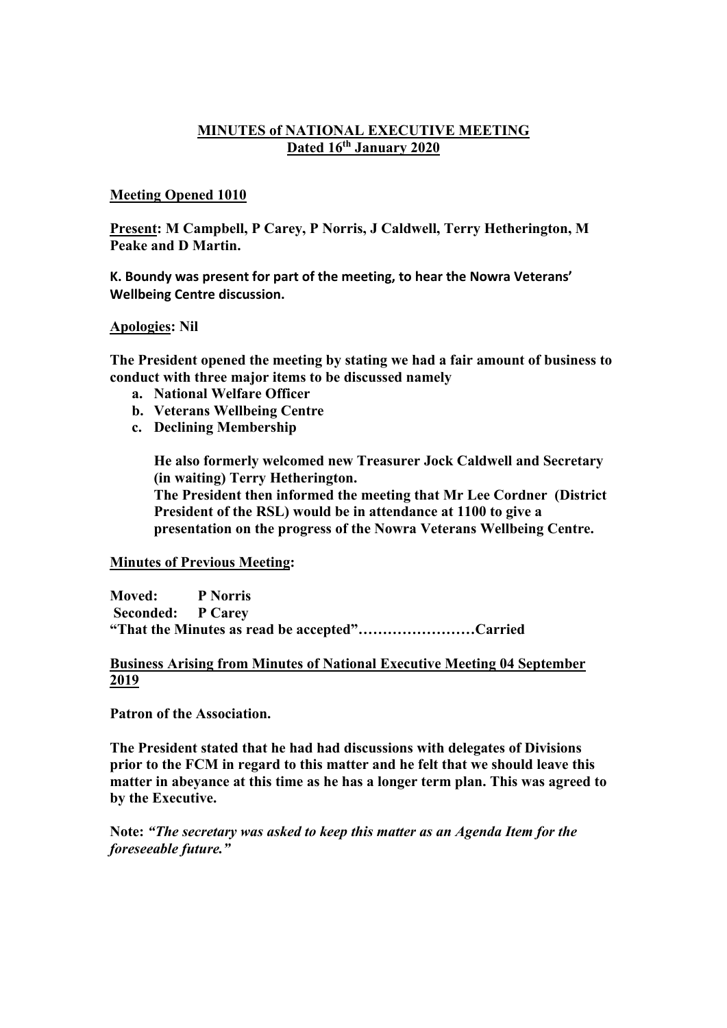# MINUTES of NATIONAL EXECUTIVE MEETING
## Dated 16th January 2020

**Meeting Opened 1010**

**Present: M Campbell, P Carey, P Norris, J Caldwell, Terry Hetherington, M Peake and D Martin.**

**K. Boundy was present for part of the meeting, to hear the Nowra Veterans' Wellbeing Centre discussion.**

**Apologies: Nil**

**The President opened the meeting by stating we had a fair amount of business to conduct with three major items to be discussed namely**

- **a. National Welfare Officer**
- **b. Veterans Wellbeing Centre**
- **c. Declining Membership**

**He also formerly welcomed new Treasurer Jock Caldwell and Secretary (in waiting) Terry Hetherington.**
**The President then informed the meeting that Mr Lee Cordner (District President of the RSL) would be in attendance at 1100 to give a presentation on the progress of the Nowra Veterans Wellbeing Centre.**

**Minutes of Previous Meeting:**

**Moved: P Norris**
**Seconded: P Carey**
**"That the Minutes as read be accepted"……………………Carried**

**Business Arising from Minutes of National Executive Meeting 04 September 2019**

**Patron of the Association.**

**The President stated that he had had discussions with delegates of Divisions prior to the FCM in regard to this matter and he felt that we should leave this matter in abeyance at this time as he has a longer term plan. This was agreed to by the Executive.**

**Note:** ***"The secretary was asked to keep this matter as an Agenda Item for the foreseeable future."***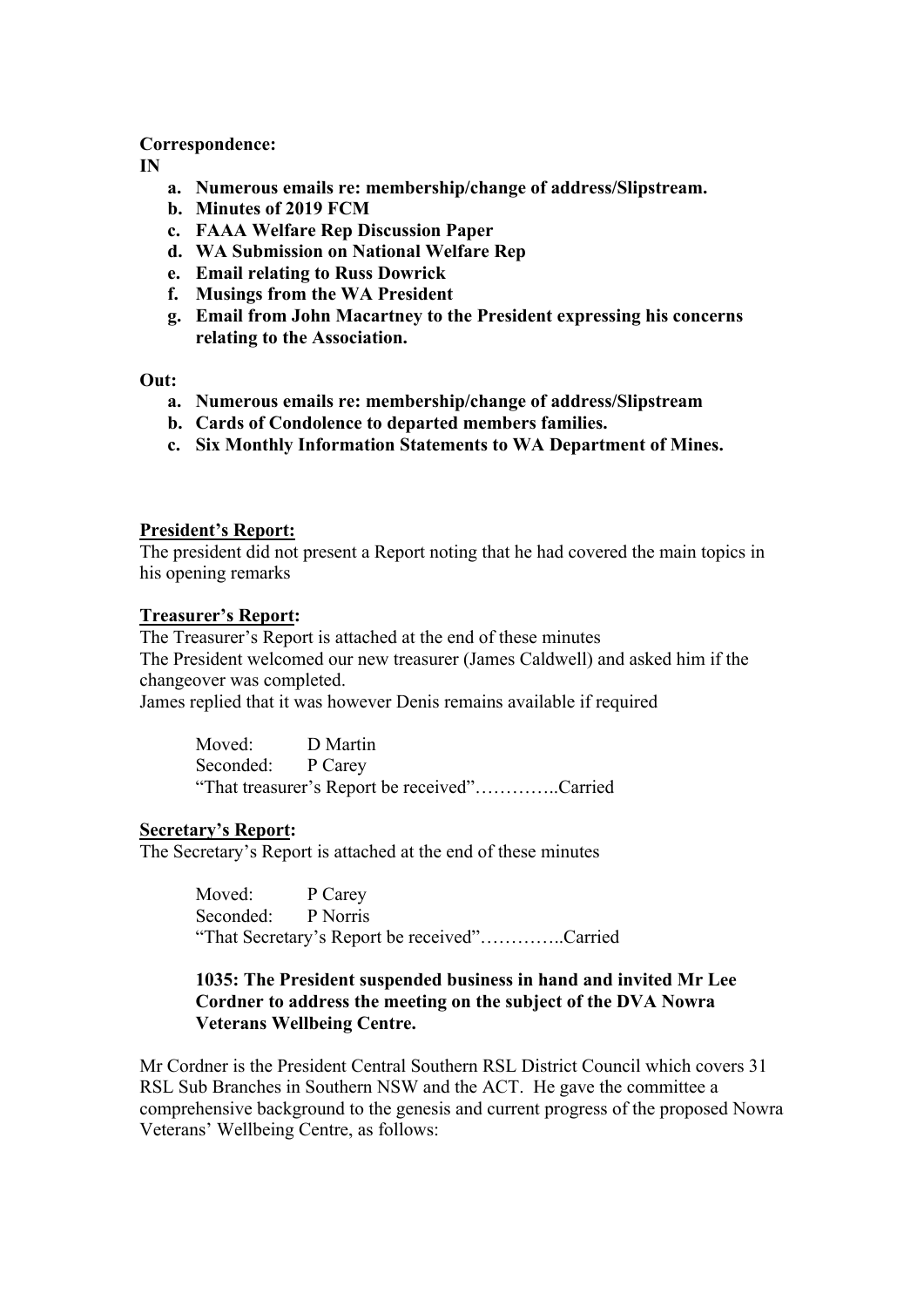**Correspondence:**

**IN**

- **a. Numerous emails re: membership/change of address/Slipstream.**
- **b. Minutes of 2019 FCM**
- **c. FAAA Welfare Rep Discussion Paper**
- **d. WA Submission on National Welfare Rep**
- **e. Email relating to Russ Dowrick**
- **f. Musings from the WA President**
- **g. Email from John Macartney to the President expressing his concerns relating to the Association.**

**Out:**

- **a. Numerous emails re: membership/change of address/Slipstream**
- **b. Cards of Condolence to departed members families.**
- **c. Six Monthly Information Statements to WA Department of Mines.**

**President's Report:**

The president did not present a Report noting that he had covered the main topics in his opening remarks

**Treasurer's Report:**

The Treasurer's Report is attached at the end of these minutes

The President welcomed our new treasurer (James Caldwell) and asked him if the changeover was completed.

James replied that it was however Denis remains available if required

> Moved: D Martin
> Seconded: P Carey
> "That treasurer's Report be received"…………..Carried

**Secretary's Report:**

The Secretary's Report is attached at the end of these minutes

> Moved: P Carey
> Seconded: P Norris
> "That Secretary's Report be received"…………..Carried

> **1035: The President suspended business in hand and invited Mr Lee Cordner to address the meeting on the subject of the DVA Nowra Veterans Wellbeing Centre.**

Mr Cordner is the President Central Southern RSL District Council which covers 31 RSL Sub Branches in Southern NSW and the ACT. He gave the committee a comprehensive background to the genesis and current progress of the proposed Nowra Veterans' Wellbeing Centre, as follows: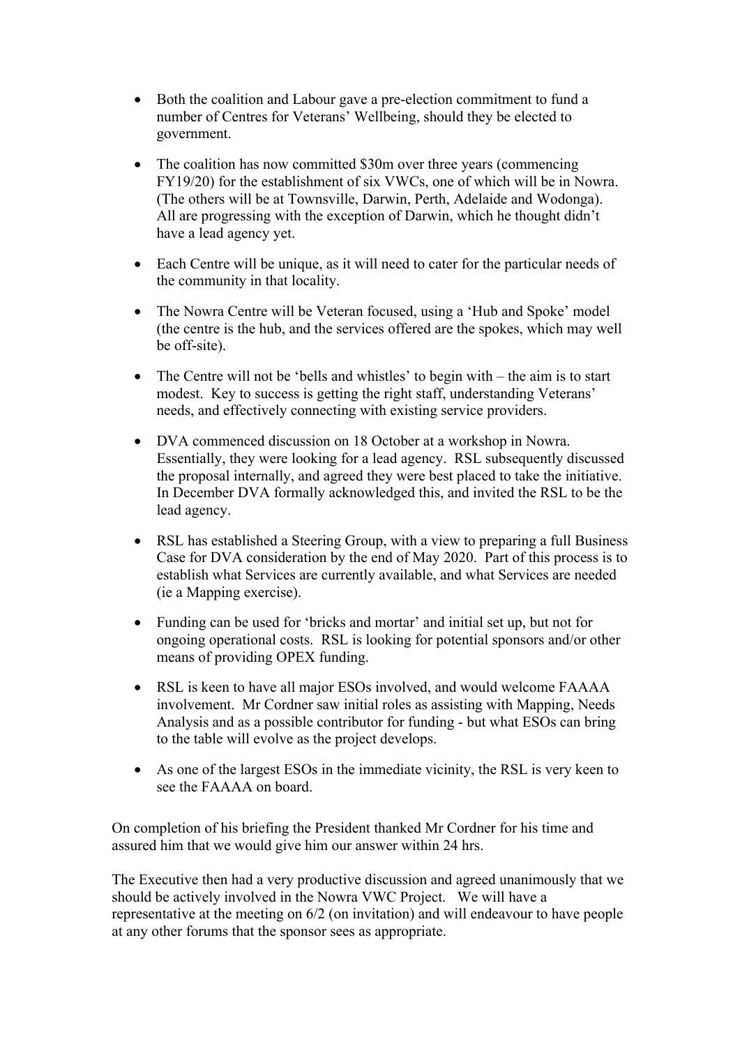- Both the coalition and Labour gave a pre-election commitment to fund a number of Centres for Veterans' Wellbeing, should they be elected to government.

- The coalition has now committed $30m over three years (commencing FY19/20) for the establishment of six VWCs, one of which will be in Nowra. (The others will be at Townsville, Darwin, Perth, Adelaide and Wodonga). All are progressing with the exception of Darwin, which he thought didn't have a lead agency yet.

- Each Centre will be unique, as it will need to cater for the particular needs of the community in that locality.

- The Nowra Centre will be Veteran focused, using a 'Hub and Spoke' model (the centre is the hub, and the services offered are the spokes, which may well be off-site).

- The Centre will not be 'bells and whistles' to begin with – the aim is to start modest. Key to success is getting the right staff, understanding Veterans' needs, and effectively connecting with existing service providers.

- DVA commenced discussion on 18 October at a workshop in Nowra. Essentially, they were looking for a lead agency. RSL subsequently discussed the proposal internally, and agreed they were best placed to take the initiative. In December DVA formally acknowledged this, and invited the RSL to be the lead agency.

- RSL has established a Steering Group, with a view to preparing a full Business Case for DVA consideration by the end of May 2020. Part of this process is to establish what Services are currently available, and what Services are needed (ie a Mapping exercise).

- Funding can be used for 'bricks and mortar' and initial set up, but not for ongoing operational costs. RSL is looking for potential sponsors and/or other means of providing OPEX funding.

- RSL is keen to have all major ESOs involved, and would welcome FAAAA involvement. Mr Cordner saw initial roles as assisting with Mapping, Needs Analysis and as a possible contributor for funding - but what ESOs can bring to the table will evolve as the project develops.

- As one of the largest ESOs in the immediate vicinity, the RSL is very keen to see the FAAAA on board.

On completion of his briefing the President thanked Mr Cordner for his time and assured him that we would give him our answer within 24 hrs.

The Executive then had a very productive discussion and agreed unanimously that we should be actively involved in the Nowra VWC Project. We will have a representative at the meeting on 6/2 (on invitation) and will endeavour to have people at any other forums that the sponsor sees as appropriate.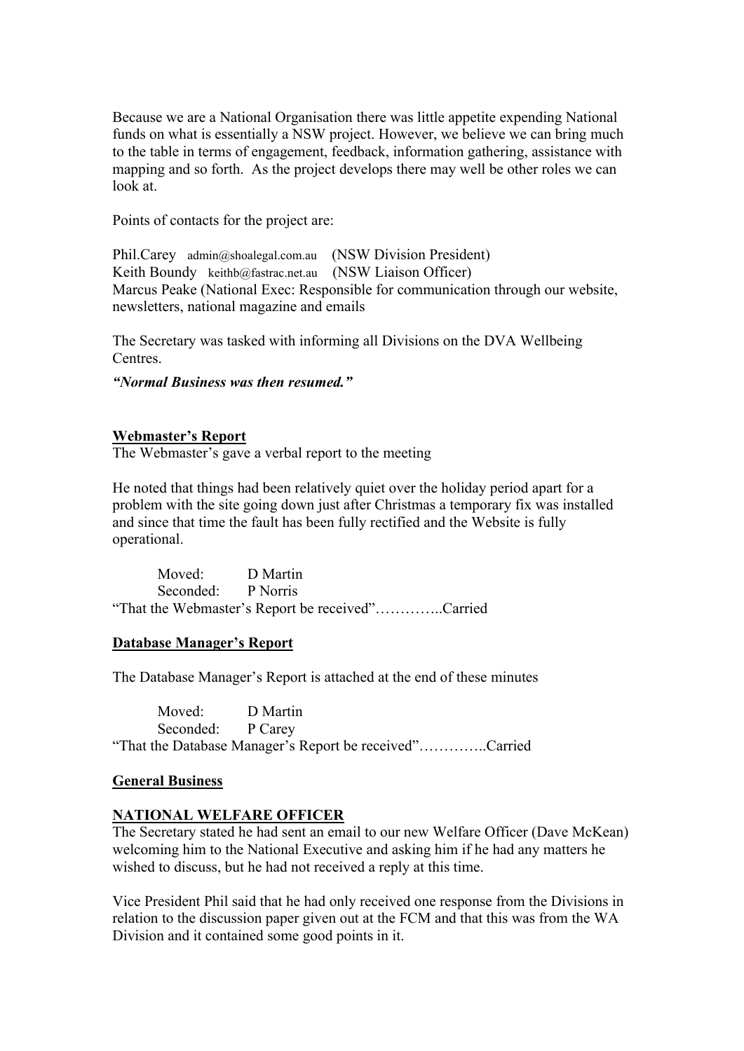Because we are a National Organisation there was little appetite expending National funds on what is essentially a NSW project. However, we believe we can bring much to the table in terms of engagement, feedback, information gathering, assistance with mapping and so forth. As the project develops there may well be other roles we can look at.

Points of contacts for the project are:

Phil.Carey admin@shoalegal.com.au (NSW Division President)
Keith Boundy keithb@fastrac.net.au (NSW Liaison Officer)
Marcus Peake (National Exec: Responsible for communication through our website, newsletters, national magazine and emails

The Secretary was tasked with informing all Divisions on the DVA Wellbeing Centres.

***"Normal Business was then resumed."***

## Webmaster's Report

The Webmaster's gave a verbal report to the meeting

He noted that things had been relatively quiet over the holiday period apart for a problem with the site going down just after Christmas a temporary fix was installed and since that time the fault has been fully rectified and the Website is fully operational.

Moved: D Martin
Seconded: P Norris
"That the Webmaster's Report be received"…………..Carried

## Database Manager's Report

The Database Manager's Report is attached at the end of these minutes

Moved: D Martin
Seconded: P Carey
"That the Database Manager's Report be received"…………..Carried

## General Business

### NATIONAL WELFARE OFFICER

The Secretary stated he had sent an email to our new Welfare Officer (Dave McKean) welcoming him to the National Executive and asking him if he had any matters he wished to discuss, but he had not received a reply at this time.

Vice President Phil said that he had only received one response from the Divisions in relation to the discussion paper given out at the FCM and that this was from the WA Division and it contained some good points in it.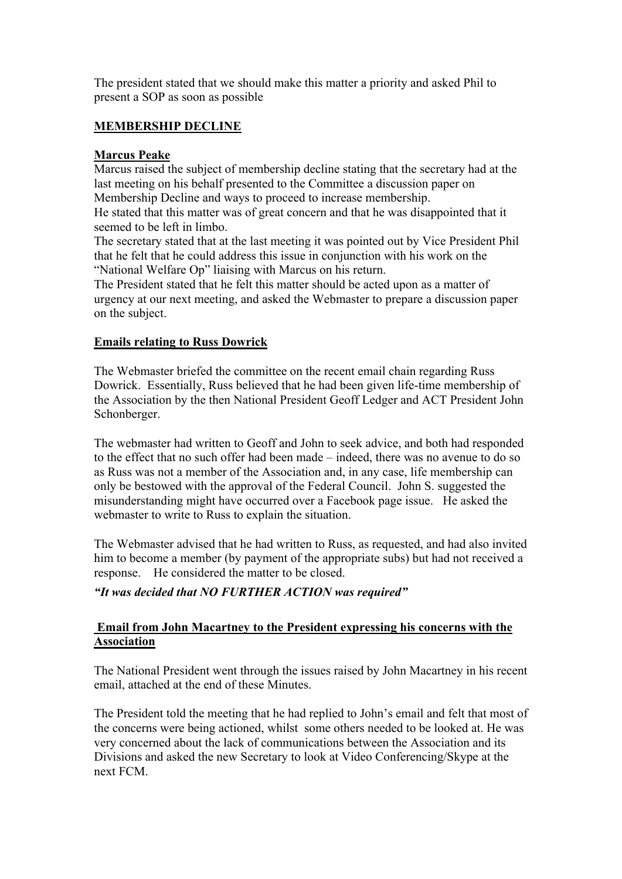The president stated that we should make this matter a priority and asked Phil to present a SOP as soon as possible

**MEMBERSHIP DECLINE**

**Marcus Peake**

Marcus raised the subject of membership decline stating that the secretary had at the last meeting on his behalf presented to the Committee a discussion paper on Membership Decline and ways to proceed to increase membership.
He stated that this matter was of great concern and that he was disappointed that it seemed to be left in limbo.
The secretary stated that at the last meeting it was pointed out by Vice President Phil that he felt that he could address this issue in conjunction with his work on the "National Welfare Op" liaising with Marcus on his return.
The President stated that he felt this matter should be acted upon as a matter of urgency at our next meeting, and asked the Webmaster to prepare a discussion paper on the subject.

**Emails relating to Russ Dowrick**

The Webmaster briefed the committee on the recent email chain regarding Russ Dowrick. Essentially, Russ believed that he had been given life-time membership of the Association by the then National President Geoff Ledger and ACT President John Schonberger.

The webmaster had written to Geoff and John to seek advice, and both had responded to the effect that no such offer had been made – indeed, there was no avenue to do so as Russ was not a member of the Association and, in any case, life membership can only be bestowed with the approval of the Federal Council. John S. suggested the misunderstanding might have occurred over a Facebook page issue. He asked the webmaster to write to Russ to explain the situation.

The Webmaster advised that he had written to Russ, as requested, and had also invited him to become a member (by payment of the appropriate subs) but had not received a response. He considered the matter to be closed.

***"It was decided that NO FURTHER ACTION was required"***

**Email from John Macartney to the President expressing his concerns with the Association**

The National President went through the issues raised by John Macartney in his recent email, attached at the end of these Minutes.

The President told the meeting that he had replied to John's email and felt that most of the concerns were being actioned, whilst some others needed to be looked at. He was very concerned about the lack of communications between the Association and its Divisions and asked the new Secretary to look at Video Conferencing/Skype at the next FCM.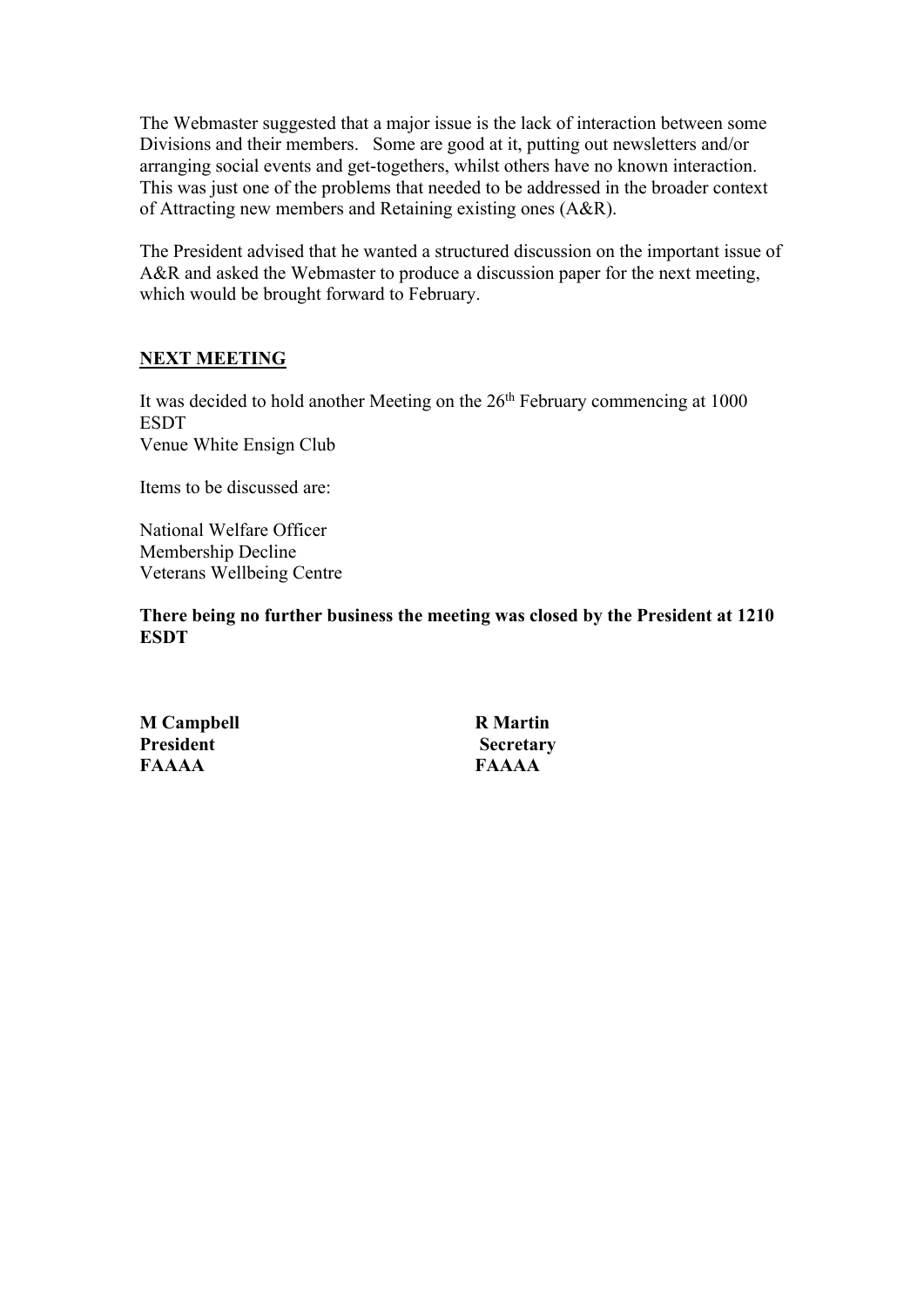The Webmaster suggested that a major issue is the lack of interaction between some Divisions and their members. Some are good at it, putting out newsletters and/or arranging social events and get-togethers, whilst others have no known interaction. This was just one of the problems that needed to be addressed in the broader context of Attracting new members and Retaining existing ones (A&R).

The President advised that he wanted a structured discussion on the important issue of A&R and asked the Webmaster to produce a discussion paper for the next meeting, which would be brought forward to February.

## NEXT MEETING

It was decided to hold another Meeting on the 26th February commencing at 1000 ESDT
Venue White Ensign Club

Items to be discussed are:

National Welfare Officer
Membership Decline
Veterans Wellbeing Centre

**There being no further business the meeting was closed by the President at 1210 ESDT**

| | |
|---|---|
| **M Campbell** | **R Martin** |
| **President** | **Secretary** |
| **FAAAA** | **FAAAA** |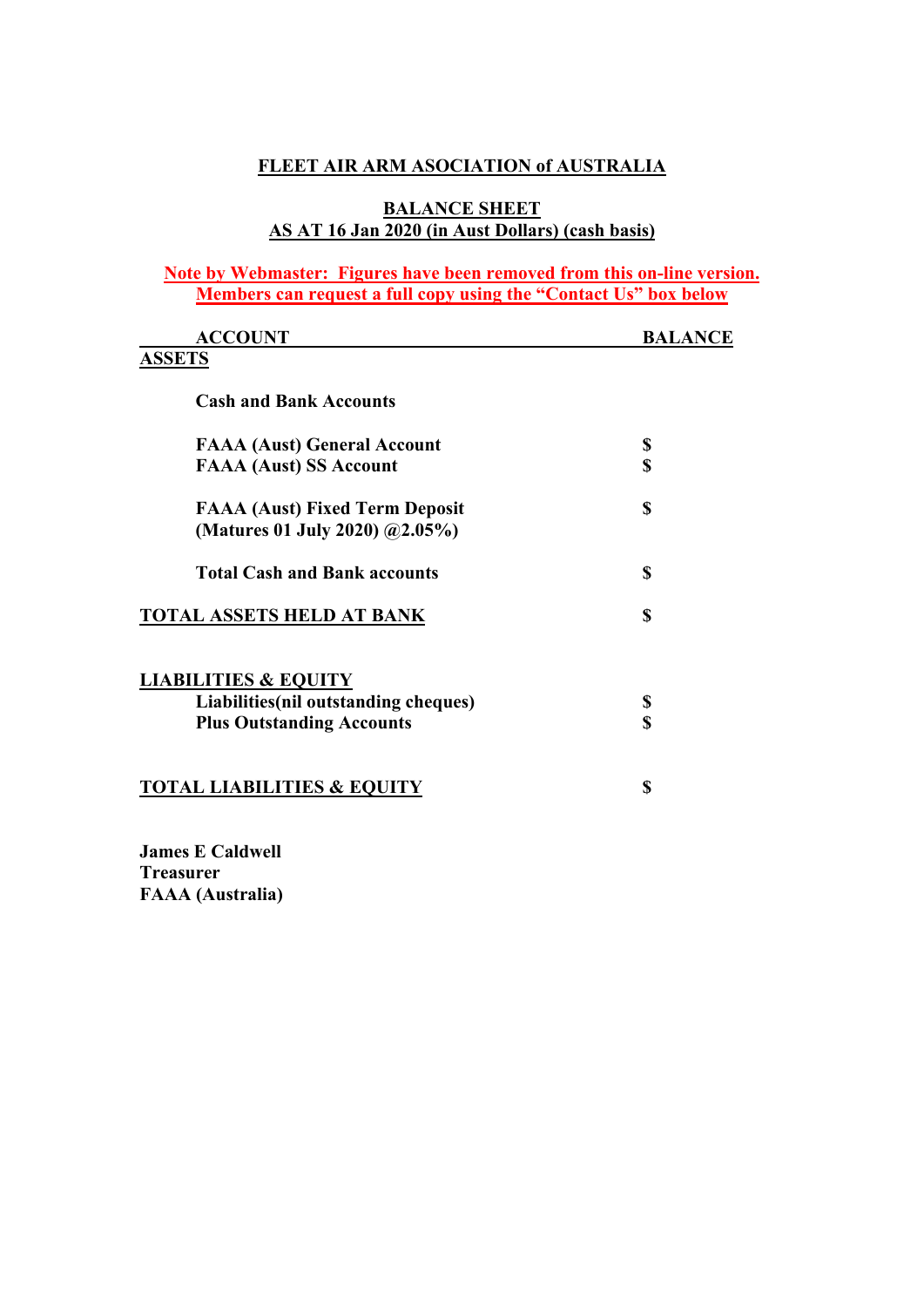# FLEET AIR ARM ASOCIATION of AUSTRALIA

## BALANCE SHEET
## AS AT 16 Jan 2020 (in Aust Dollars) (cash basis)

**Note by Webmaster: Figures have been removed from this on-line version. Members can request a full copy using the "Contact Us" box below**

| ACCOUNT | BALANCE |
|---|---|
| **ASSETS** | |
| **Cash and Bank Accounts** | |
| **FAAA (Aust) General Account** | **$** |
| **FAAA (Aust) SS Account** | **$** |
| **FAAA (Aust) Fixed Term Deposit (Matures 01 July 2020) @2.05%)** | **$** |
| **Total Cash and Bank accounts** | **$** |
| **TOTAL ASSETS HELD AT BANK** | **$** |
| **LIABILITIES & EQUITY** | |
| **Liabilities(nil outstanding cheques)** | **$** |
| **Plus Outstanding Accounts** | **$** |
| **TOTAL LIABILITIES & EQUITY** | **$** |

**James E Caldwell**
**Treasurer**
**FAAA (Australia)**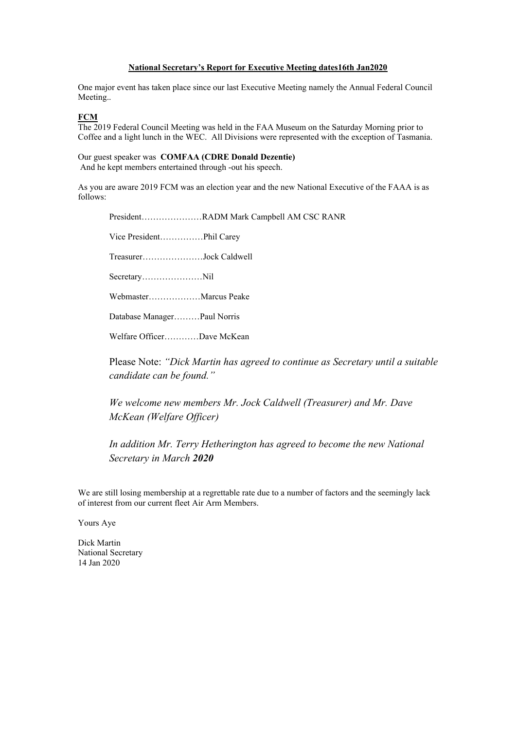**National Secretary's Report for Executive Meeting dates16th Jan2020**

One major event has taken place since our last Executive Meeting namely the Annual Federal Council Meeting..

**FCM**

The 2019 Federal Council Meeting was held in the FAA Museum on the Saturday Morning prior to Coffee and a light lunch in the WEC. All Divisions were represented with the exception of Tasmania.

Our guest speaker was **COMFAA (CDRE Donald Dezentie)**
And he kept members entertained through -out his speech.

As you are aware 2019 FCM was an election year and the new National Executive of the FAAA is as follows:

President…………………RADM Mark Campbell AM CSC RANR

Vice President……………Phil Carey

Treasurer…………………Jock Caldwell

Secretary…………………Nil

Webmaster………………Marcus Peake

Database Manager………Paul Norris

Welfare Officer…………Dave McKean

Please Note: *"Dick Martin has agreed to continue as Secretary until a suitable candidate can be found."*

*We welcome new members Mr. Jock Caldwell (Treasurer) and Mr. Dave McKean (Welfare Officer)*

*In addition Mr. Terry Hetherington has agreed to become the new National Secretary in March **2020***

We are still losing membership at a regrettable rate due to a number of factors and the seemingly lack of interest from our current fleet Air Arm Members.

Yours Aye

Dick Martin
National Secretary
14 Jan 2020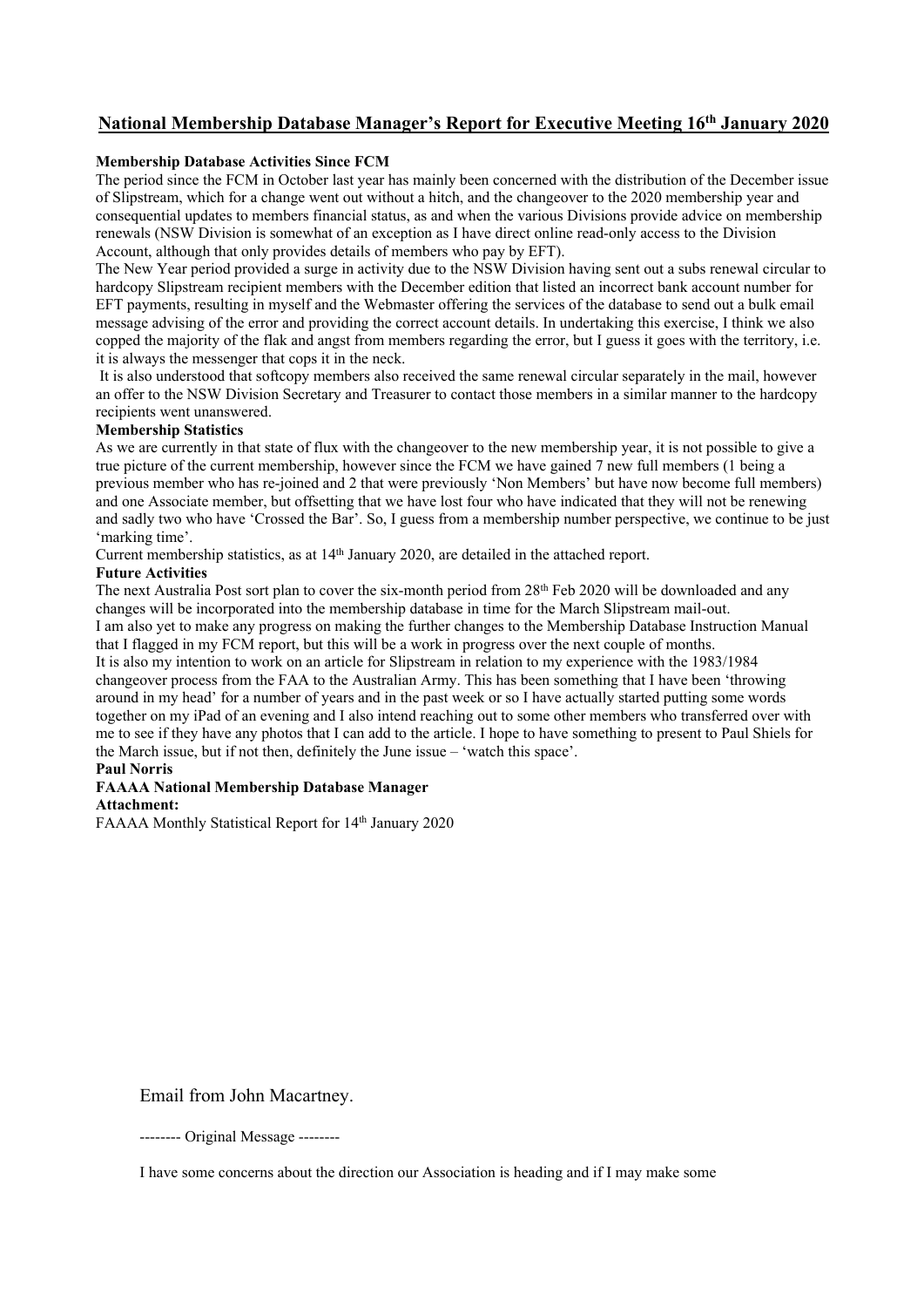# National Membership Database Manager's Report for Executive Meeting 16th January 2020

**Membership Database Activities Since FCM**

The period since the FCM in October last year has mainly been concerned with the distribution of the December issue of Slipstream, which for a change went out without a hitch, and the changeover to the 2020 membership year and consequential updates to members financial status, as and when the various Divisions provide advice on membership renewals (NSW Division is somewhat of an exception as I have direct online read-only access to the Division Account, although that only provides details of members who pay by EFT).

The New Year period provided a surge in activity due to the NSW Division having sent out a subs renewal circular to hardcopy Slipstream recipient members with the December edition that listed an incorrect bank account number for EFT payments, resulting in myself and the Webmaster offering the services of the database to send out a bulk email message advising of the error and providing the correct account details. In undertaking this exercise, I think we also copped the majority of the flak and angst from members regarding the error, but I guess it goes with the territory, i.e. it is always the messenger that cops it in the neck.

It is also understood that softcopy members also received the same renewal circular separately in the mail, however an offer to the NSW Division Secretary and Treasurer to contact those members in a similar manner to the hardcopy recipients went unanswered.

**Membership Statistics**

As we are currently in that state of flux with the changeover to the new membership year, it is not possible to give a true picture of the current membership, however since the FCM we have gained 7 new full members (1 being a previous member who has re-joined and 2 that were previously 'Non Members' but have now become full members) and one Associate member, but offsetting that we have lost four who have indicated that they will not be renewing and sadly two who have 'Crossed the Bar'. So, I guess from a membership number perspective, we continue to be just 'marking time'.

Current membership statistics, as at 14th January 2020, are detailed in the attached report.

**Future Activities**

The next Australia Post sort plan to cover the six-month period from 28th Feb 2020 will be downloaded and any changes will be incorporated into the membership database in time for the March Slipstream mail-out.

I am also yet to make any progress on making the further changes to the Membership Database Instruction Manual that I flagged in my FCM report, but this will be a work in progress over the next couple of months.

It is also my intention to work on an article for Slipstream in relation to my experience with the 1983/1984 changeover process from the FAA to the Australian Army. This has been something that I have been 'throwing around in my head' for a number of years and in the past week or so I have actually started putting some words together on my iPad of an evening and I also intend reaching out to some other members who transferred over with me to see if they have any photos that I can add to the article. I hope to have something to present to Paul Shiels for the March issue, but if not then, definitely the June issue – 'watch this space'.

**Paul Norris**
**FAAAA National Membership Database Manager**
**Attachment:**
FAAAA Monthly Statistical Report for 14th January 2020

Email from John Macartney.

-------- Original Message --------

I have some concerns about the direction our Association is heading and if I may make some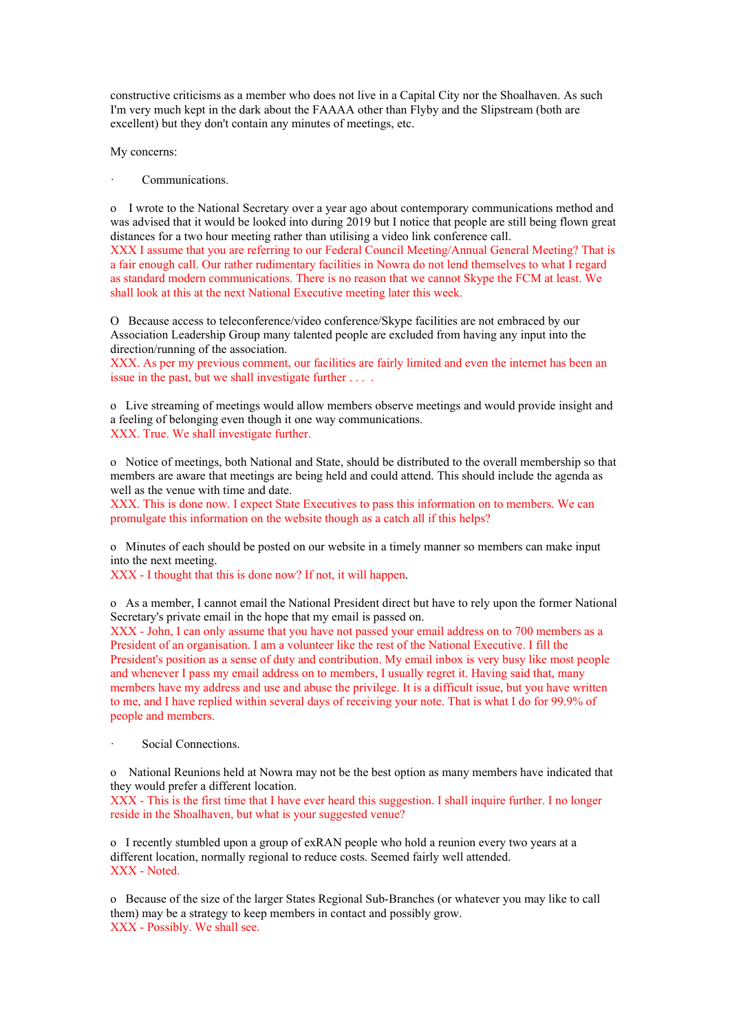constructive criticisms as a member who does not live in a Capital City nor the Shoalhaven. As such I'm very much kept in the dark about the FAAAA other than Flyby and the Slipstream (both are excellent) but they don't contain any minutes of meetings, etc.

My concerns:

- Communications.

  - I wrote to the National Secretary over a year ago about contemporary communications method and was advised that it would be looked into during 2019 but I notice that people are still being flown great distances for a two hour meeting rather than utilising a video link conference call.
    XXX I assume that you are referring to our Federal Council Meeting/Annual General Meeting? That is a fair enough call. Our rather rudimentary facilities in Nowra do not lend themselves to what I regard as standard modern communications. There is no reason that we cannot Skype the FCM at least. We shall look at this at the next National Executive meeting later this week.

  - Because access to teleconference/video conference/Skype facilities are not embraced by our Association Leadership Group many talented people are excluded from having any input into the direction/running of the association.
    XXX. As per my previous comment, our facilities are fairly limited and even the internet has been an issue in the past, but we shall investigate further . . . .

  - Live streaming of meetings would allow members observe meetings and would provide insight and a feeling of belonging even though it one way communications.
    XXX. True. We shall investigate further.

  - Notice of meetings, both National and State, should be distributed to the overall membership so that members are aware that meetings are being held and could attend. This should include the agenda as well as the venue with time and date.
    XXX. This is done now. I expect State Executives to pass this information on to members. We can promulgate this information on the website though as a catch all if this helps?

  - Minutes of each should be posted on our website in a timely manner so members can make input into the next meeting.
    XXX - I thought that this is done now? If not, it will happen.

  - As a member, I cannot email the National President direct but have to rely upon the former National Secretary's private email in the hope that my email is passed on.
    XXX - John, I can only assume that you have not passed your email address on to 700 members as a President of an organisation. I am a volunteer like the rest of the National Executive. I fill the President's position as a sense of duty and contribution. My email inbox is very busy like most people and whenever I pass my email address on to members, I usually regret it. Having said that, many members have my address and use and abuse the privilege. It is a difficult issue, but you have written to me, and I have replied within several days of receiving your note. That is what I do for 99.9% of people and members.

- Social Connections.

  - National Reunions held at Nowra may not be the best option as many members have indicated that they would prefer a different location.
    XXX - This is the first time that I have ever heard this suggestion. I shall inquire further. I no longer reside in the Shoalhaven, but what is your suggested venue?

  - I recently stumbled upon a group of exRAN people who hold a reunion every two years at a different location, normally regional to reduce costs. Seemed fairly well attended.
    XXX - Noted.

  - Because of the size of the larger States Regional Sub-Branches (or whatever you may like to call them) may be a strategy to keep members in contact and possibly grow.
    XXX - Possibly. We shall see.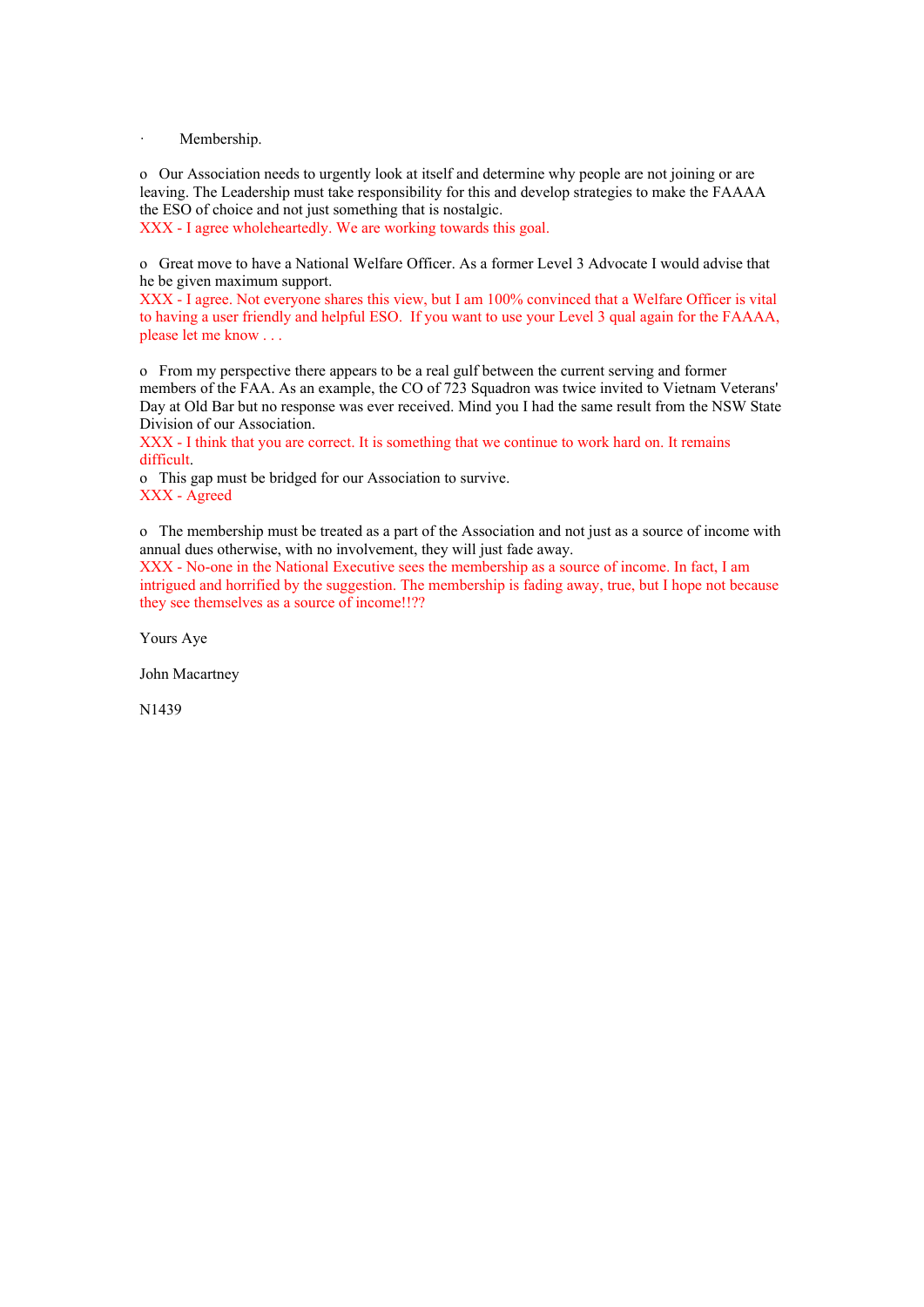- Membership.

  - Our Association needs to urgently look at itself and determine why people are not joining or are leaving. The Leadership must take responsibility for this and develop strategies to make the FAAAA the ESO of choice and not just something that is nostalgic.
XXX - I agree wholeheartedly. We are working towards this goal.

  - Great move to have a National Welfare Officer. As a former Level 3 Advocate I would advise that he be given maximum support.
XXX - I agree. Not everyone shares this view, but I am 100% convinced that a Welfare Officer is vital to having a user friendly and helpful ESO. If you want to use your Level 3 qual again for the FAAAA, please let me know . . .

  - From my perspective there appears to be a real gulf between the current serving and former members of the FAA. As an example, the CO of 723 Squadron was twice invited to Vietnam Veterans' Day at Old Bar but no response was ever received. Mind you I had the same result from the NSW State Division of our Association.
XXX - I think that you are correct. It is something that we continue to work hard on. It remains difficult.
  - This gap must be bridged for our Association to survive.
XXX - Agreed

  - The membership must be treated as a part of the Association and not just as a source of income with annual dues otherwise, with no involvement, they will just fade away.
XXX - No-one in the National Executive sees the membership as a source of income. In fact, I am intrigued and horrified by the suggestion. The membership is fading away, true, but I hope not because they see themselves as a source of income!!??

Yours Aye

John Macartney

N1439